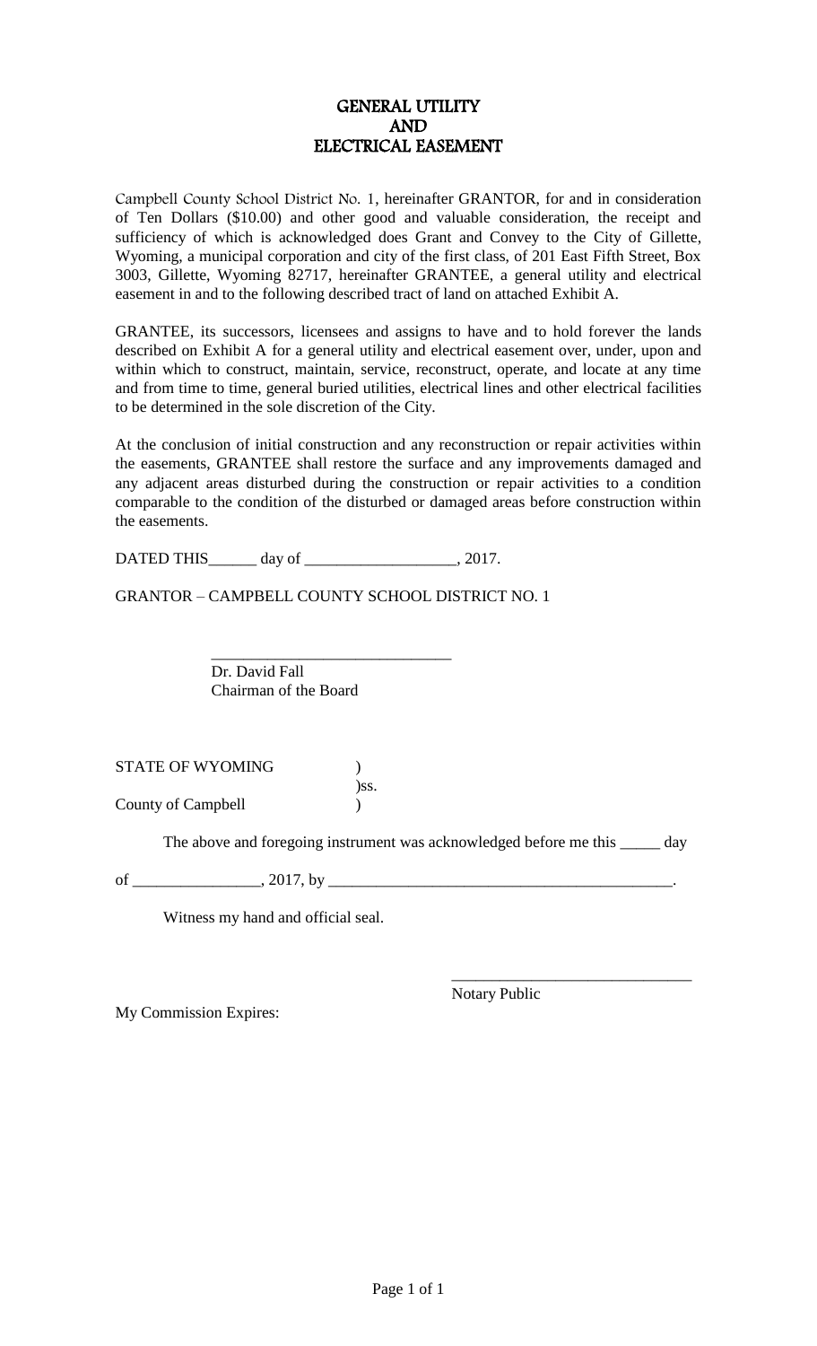# GENERAL UTILITY AND ELECTRICAL EASEMENT

Campbell County School District No. 1, hereinafter GRANTOR, for and in consideration of Ten Dollars ($10.00) and other good and valuable consideration, the receipt and sufficiency of which is acknowledged does Grant and Convey to the City of Gillette, Wyoming, a municipal corporation and city of the first class, of 201 East Fifth Street, Box 3003, Gillette, Wyoming 82717, hereinafter GRANTEE, a general utility and electrical easement in and to the following described tract of land on attached Exhibit A.

GRANTEE, its successors, licensees and assigns to have and to hold forever the lands described on Exhibit A for a general utility and electrical easement over, under, upon and within which to construct, maintain, service, reconstruct, operate, and locate at any time and from time to time, general buried utilities, electrical lines and other electrical facilities to be determined in the sole discretion of the City.

At the conclusion of initial construction and any reconstruction or repair activities within the easements, GRANTEE shall restore the surface and any improvements damaged and any adjacent areas disturbed during the construction or repair activities to a condition comparable to the condition of the disturbed or damaged areas before construction within the easements.

DATED THIS______ day of ___________________, 2017.

GRANTOR – CAMPBELL COUNTY SCHOOL DISTRICT NO. 1

______________________________
Dr. David Fall
Chairman of the Board

STATE OF WYOMING )
)ss.
County of Campbell )

The above and foregoing instrument was acknowledged before me this _____ day of ________________, 2017, by ____________________________________________.

Witness my hand and official seal.

______________________________
Notary Public

My Commission Expires: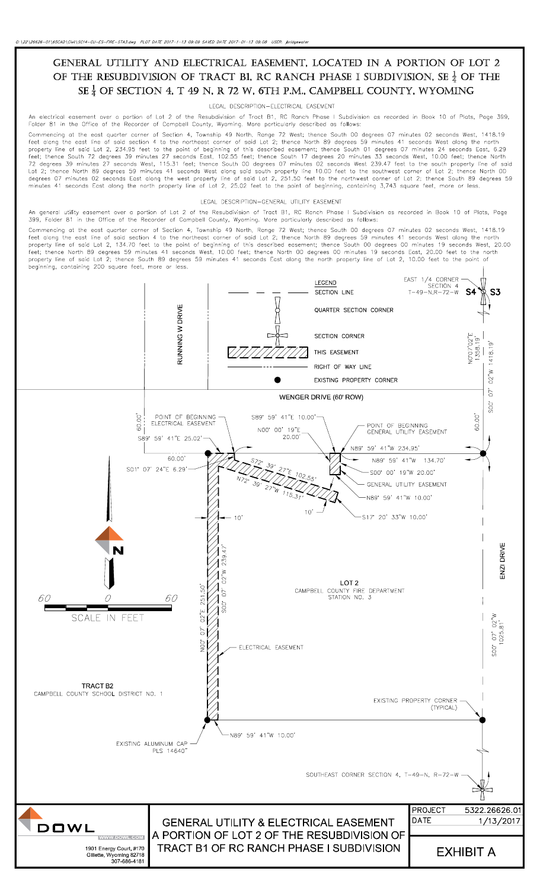# GENERAL UTILITY AND ELECTRICAL EASEMENT, LOCATED IN A PORTION OF LOT 2 OF THE RESUBDIVISION OF TRACT B1, RC RANCH PHASE I SUBDIVISION, SE $\frac{1}{4}$ OF THE SE $\frac{1}{4}$ OF SECTION 4, T 49 N, R 72 W, 6TH P.M., CAMPBELL COUNTY, WYOMING

## LEGAL DESCRIPTION—ELECTRICAL EASEMENT

An electrical easement over a portion of Lot 2 of the Resubdivision of Tract B1, RC Ranch Phase I Subdivision as recorded in Book 10 of Plats, Page 399, Folder 81 in the Office of the Recorder of Campbell County, Wyoming. More particularly described as follows:

Commencing at the east quarter corner of Section 4, Township 49 North, Range 72 West; thence South 00 degrees 07 minutes 02 seconds West, 1418.19 feet along the east line of said section 4 to the northeast corner of said Lot 2; thence North 89 degrees 59 minutes 41 seconds West along the north property line of said Lot 2, 234.95 feet to the point of beginning of this described easement; thence South 01 degrees 07 minutes 24 seconds East, 6.29 feet; thence South 72 degrees 39 minutes 27 seconds East, 102.55 feet; thence South 17 degrees 20 minutes 33 seconds West, 10.00 feet; thence North 72 degrees 39 minutes 27 seconds West, 115.31 feet; thence South 00 degrees 07 minutes 02 seconds West 239.47 feet to the south property line of said Lot 2; thence North 89 degrees 59 minutes 41 seconds West along said south property line 10.00 feet to the southwest corner of Lot 2; thence North 00 degrees 07 minutes 02 seconds East along the west property line of said Lot 2, 251.50 feet to the northwest corner of Lot 2; thence South 89 degrees 59 minutes 41 seconds East along the north property line of Lot 2, 25.02 feet to the point of beginning, containing 3,743 square feet, more or less.

## LEGAL DESCRIPTION—GENERAL UTILITY EASEMENT

An general utility easement over a portion of Lot 2 of the Resubdivision of Tract B1, RC Ranch Phase I Subdivision as recorded in Book 10 of Plats, Page 399, Folder 81 in the Office of the Recorder of Campbell County, Wyoming. More particularly described as follows:

Commencing at the east quarter corner of Section 4, Township 49 North, Range 72 West; thence South 00 degrees 07 minutes 02 seconds West, 1418.19 feet along the east line of said section 4 to the northeast corner of said Lot 2; thence North 89 degrees 59 minutes 41 seconds West along the north property line of said Lot 2, 134.70 feet to the point of beginning of this described easement; thence South 00 degrees 00 minutes 19 seconds West, 20.00 feet; thence North 89 degrees 59 minutes 41 seconds West, 10.00 feet; thence North 00 degrees 00 minutes 19 seconds East, 20.00 feet to the north property line of said Lot 2; thence South 89 degrees 59 minutes 41 seconds East along the north property line of Lot 2, 10.00 feet to the point of beginning, containing 200 square feet, more or less.

LEGEND
- SECTION LINE
- QUARTER SECTION CORNER
- SECTION CORNER
- THIS EASEMENT
- RIGHT OF WAY LINE
- EXISTING PROPERTY CORNER

EAST 1/4 CORNER SECTION 4 T-49-N,R-72-W
S4 S3

RUNNING W DRIVE

WENGER DRIVE (60' ROW)

ENZI DRIVE

N0°07'02"E 1358.19'

S00° 07' 02"W 1418.19'

60.00'

60.00'

POINT OF BEGINNING ELECTRICAL EASEMENT

S89° 59' 41"E 25.02'

60.00'

S01° 07' 24"E 6.29'

S89° 59' 41"E 10.00'

N00° 00' 19"E 20.00'

POINT OF BEGINNING GENERAL UTILITY EASEMENT

N89° 59' 41"W 234.95'

N89° 59' 41"W 134.70'

S00° 00' 19"W 20.00'

GENERAL UTILITY EASEMENT

N89° 59' 41"W 10.00'

S72° 39' 27"E 102.55'

N72° 39' 27"W 115.31'

10'

10'

S17° 20' 33"W 10.00'

S00° 07' 02"W 239.47'

N00° 07' 02"E 251.50'

LOT 2
CAMPBELL COUNTY FIRE DEPARTMENT STATION NO. 3

ELECTRICAL EASEMENT

S00° 07' 02"W 1025.81'

60 0 60
SCALE IN FEET

TRACT B2
CAMPBELL COUNTY SCHOOL DISTRICT NO. 1

EXISTING PROPERTY CORNER (TYPICAL)

N89° 59' 41"W 10.00'

EXISTING ALUMINUM CAP PLS 14640"

SOUTHEAST CORNER SECTION 4, T-49-N, R-72-W

DOWL
WWW.DOWL.COM
1901 Energy Court, #170
Gillette, Wyoming 82718
307-686-4181

GENERAL UTILITY & ELECTRICAL EASEMENT
A PORTION OF LOT 2 OF THE RESUBDIVISION OF TRACT B1 OF RC RANCH PHASE I SUBDIVISION

| | |
|---|---|
| PROJECT | 5322.26626.01 |
| DATE | 1/13/2017 |

EXHIBIT A